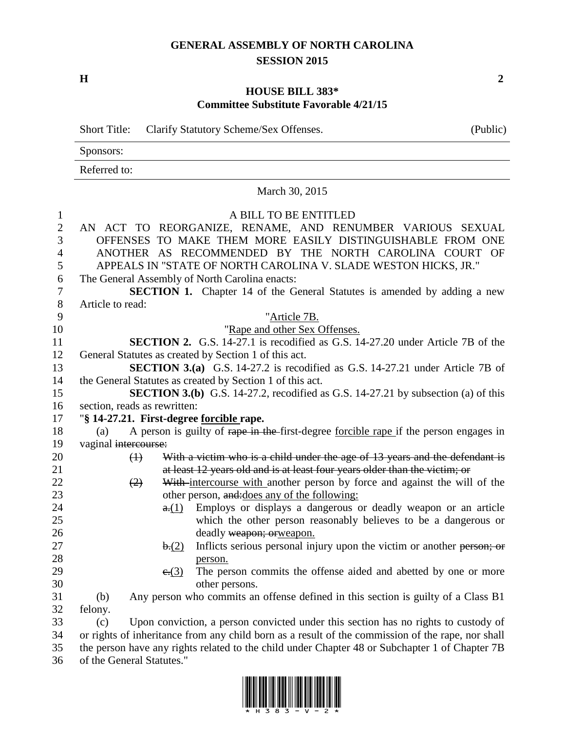# GENERAL ASSEMBLY OF NORTH CAROLINA
## SESSION 2015

**H** **2**

## HOUSE BILL 383*
### Committee Substitute Favorable 4/21/15

| Short Title: | Clarify Statutory Scheme/Sex Offenses. | (Public) |
|---|---|---|
| Sponsors: | | |
| Referred to: | | |

March 30, 2015

A BILL TO BE ENTITLED

AN ACT TO REORGANIZE, RENAME, AND RENUMBER VARIOUS SEXUAL OFFENSES TO MAKE THEM MORE EASILY DISTINGUISHABLE FROM ONE ANOTHER AS RECOMMENDED BY THE NORTH CAROLINA COURT OF APPEALS IN "STATE OF NORTH CAROLINA V. SLADE WESTON HICKS, JR."

The General Assembly of North Carolina enacts:

**SECTION 1.** Chapter 14 of the General Statutes is amended by adding a new Article to read:

"<u>Article 7B.</u>

"<u>Rape and other Sex Offenses.</u>

**SECTION 2.** G.S. 14-27.1 is recodified as G.S. 14-27.20 under Article 7B of the General Statutes as created by Section 1 of this act.

**SECTION 3.(a)** G.S. 14-27.2 is recodified as G.S. 14-27.21 under Article 7B of the General Statutes as created by Section 1 of this act.

**SECTION 3.(b)** G.S. 14-27.2, recodified as G.S. 14-27.21 by subsection (a) of this section, reads as rewritten:

"**§ 14-27.21. First-degree <u>forcible</u> rape.**

(a) A person is guilty of ~~rape in the~~ first-degree <u>forcible rape</u> if the person engages in vaginal ~~intercourse:~~

~~(1) With a victim who is a child under the age of 13 years and the defendant is at least 12 years old and is at least four years older than the victim; or~~

~~(2)~~ ~~With~~ <u>intercourse with</u> another person by force and against the will of the other person, ~~and:~~<u>does any of the following:</u>

~~a.~~<u>(1)</u> Employs or displays a dangerous or deadly weapon or an article which the other person reasonably believes to be a dangerous or deadly ~~weapon; or~~<u>weapon.</u>

~~b.~~<u>(2)</u> Inflicts serious personal injury upon the victim or another ~~person; or~~ <u>person.</u>

~~c.~~<u>(3)</u> The person commits the offense aided and abetted by one or more other persons.

(b) Any person who commits an offense defined in this section is guilty of a Class B1 felony.

(c) Upon conviction, a person convicted under this section has no rights to custody of or rights of inheritance from any child born as a result of the commission of the rape, nor shall the person have any rights related to the child under Chapter 48 or Subchapter 1 of Chapter 7B of the General Statutes."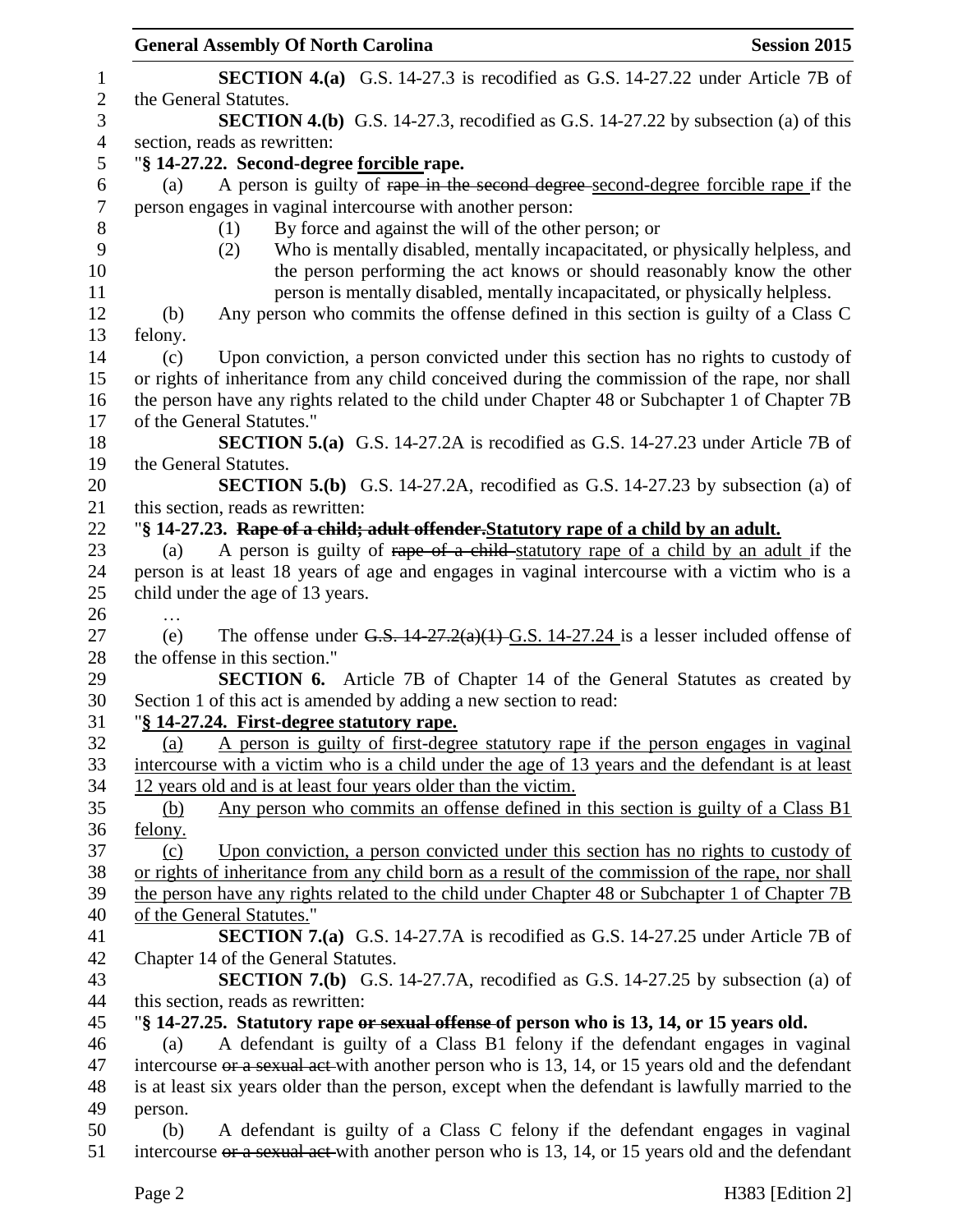SECTION 4.(a) G.S. 14-27.3 is recodified as G.S. 14-27.22 under Article 7B of the General Statutes.

**SECTION 4.(b)** G.S. 14-27.3, recodified as G.S. 14-27.22 by subsection (a) of this section, reads as rewritten:

"**§ 14-27.22. Second-degree forcible rape.**

(a) A person is guilty of ~~rape in the second degree~~ second-degree forcible rape if the person engages in vaginal intercourse with another person:

(1) By force and against the will of the other person; or

(2) Who is mentally disabled, mentally incapacitated, or physically helpless, and the person performing the act knows or should reasonably know the other person is mentally disabled, mentally incapacitated, or physically helpless.

(b) Any person who commits the offense defined in this section is guilty of a Class C felony.

(c) Upon conviction, a person convicted under this section has no rights to custody of or rights of inheritance from any child conceived during the commission of the rape, nor shall the person have any rights related to the child under Chapter 48 or Subchapter 1 of Chapter 7B of the General Statutes."

**SECTION 5.(a)** G.S. 14-27.2A is recodified as G.S. 14-27.23 under Article 7B of the General Statutes.

**SECTION 5.(b)** G.S. 14-27.2A, recodified as G.S. 14-27.23 by subsection (a) of this section, reads as rewritten:

"**§ 14-27.23. ~~Rape of a child; adult offender.~~Statutory rape of a child by an adult.**

(a) A person is guilty of ~~rape of a child~~ statutory rape of a child by an adult if the person is at least 18 years of age and engages in vaginal intercourse with a victim who is a child under the age of 13 years.

…

(e) The offense under ~~G.S. 14-27.2(a)(1)~~ G.S. 14-27.24 is a lesser included offense of the offense in this section."

**SECTION 6.** Article 7B of Chapter 14 of the General Statutes as created by Section 1 of this act is amended by adding a new section to read:

"**§ 14-27.24. First-degree statutory rape.**

(a) A person is guilty of first-degree statutory rape if the person engages in vaginal intercourse with a victim who is a child under the age of 13 years and the defendant is at least 12 years old and is at least four years older than the victim.

(b) Any person who commits an offense defined in this section is guilty of a Class B1 felony.

(c) Upon conviction, a person convicted under this section has no rights to custody of or rights of inheritance from any child born as a result of the commission of the rape, nor shall the person have any rights related to the child under Chapter 48 or Subchapter 1 of Chapter 7B of the General Statutes."

**SECTION 7.(a)** G.S. 14-27.7A is recodified as G.S. 14-27.25 under Article 7B of Chapter 14 of the General Statutes.

**SECTION 7.(b)** G.S. 14-27.7A, recodified as G.S. 14-27.25 by subsection (a) of this section, reads as rewritten:

"**§ 14-27.25. Statutory rape ~~or sexual offense~~ of person who is 13, 14, or 15 years old.**

(a) A defendant is guilty of a Class B1 felony if the defendant engages in vaginal intercourse ~~or a sexual act~~ with another person who is 13, 14, or 15 years old and the defendant is at least six years older than the person, except when the defendant is lawfully married to the person.

(b) A defendant is guilty of a Class C felony if the defendant engages in vaginal intercourse ~~or a sexual act~~ with another person who is 13, 14, or 15 years old and the defendant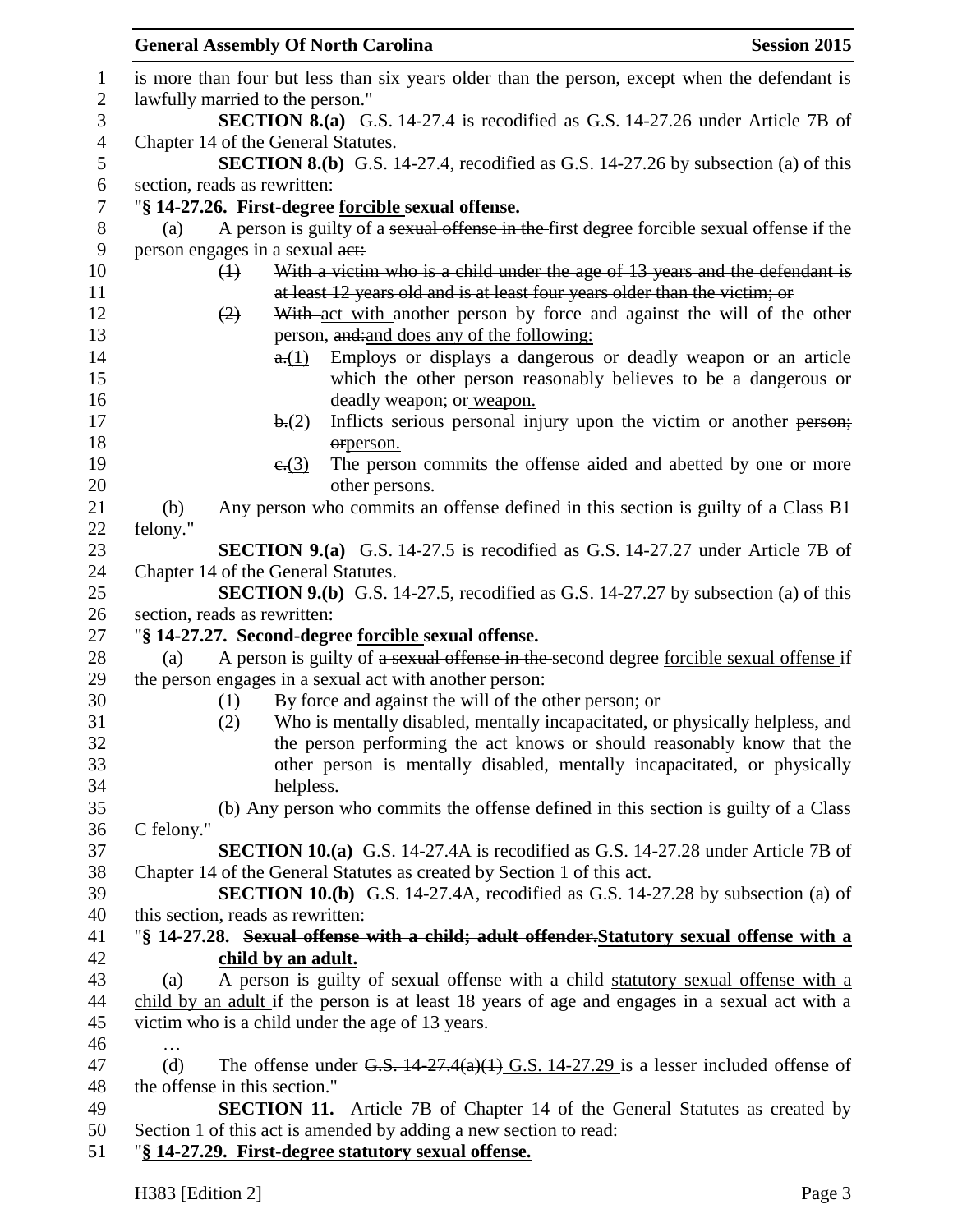is more than four but less than six years older than the person, except when the defendant is lawfully married to the person."

**SECTION 8.(a)** G.S. 14-27.4 is recodified as G.S. 14-27.26 under Article 7B of Chapter 14 of the General Statutes.

**SECTION 8.(b)** G.S. 14-27.4, recodified as G.S. 14-27.26 by subsection (a) of this section, reads as rewritten:

"**§ 14-27.26. First-degree forcible sexual offense.**

(a) A person is guilty of a ~~sexual offense in the~~ first degree forcible sexual offense if the person engages in a sexual ~~act:~~

~~(1) With a victim who is a child under the age of 13 years and the defendant is at least 12 years old and is at least four years older than the victim; or~~

~~(2)~~ ~~With~~ act with another person by force and against the will of the other person, ~~and:~~and does any of the following:

~~a.~~(1) Employs or displays a dangerous or deadly weapon or an article which the other person reasonably believes to be a dangerous or deadly ~~weapon; or~~ weapon.

~~b.~~(2) Inflicts serious personal injury upon the victim or another ~~person; or~~person.

~~c.~~(3) The person commits the offense aided and abetted by one or more other persons.

(b) Any person who commits an offense defined in this section is guilty of a Class B1 felony."

**SECTION 9.(a)** G.S. 14-27.5 is recodified as G.S. 14-27.27 under Article 7B of Chapter 14 of the General Statutes.

**SECTION 9.(b)** G.S. 14-27.5, recodified as G.S. 14-27.27 by subsection (a) of this section, reads as rewritten:

"**§ 14-27.27. Second-degree forcible sexual offense.**

(a) A person is guilty of ~~a sexual offense in the~~ second degree forcible sexual offense if the person engages in a sexual act with another person:

(1) By force and against the will of the other person; or

(2) Who is mentally disabled, mentally incapacitated, or physically helpless, and the person performing the act knows or should reasonably know that the other person is mentally disabled, mentally incapacitated, or physically helpless.

(b) Any person who commits the offense defined in this section is guilty of a Class C felony."

**SECTION 10.(a)** G.S. 14-27.4A is recodified as G.S. 14-27.28 under Article 7B of Chapter 14 of the General Statutes as created by Section 1 of this act.

**SECTION 10.(b)** G.S. 14-27.4A, recodified as G.S. 14-27.28 by subsection (a) of this section, reads as rewritten:

"**§ 14-27.28. ~~Sexual offense with a child; adult offender.~~Statutory sexual offense with a child by an adult.**

(a) A person is guilty of ~~sexual offense with a child~~ statutory sexual offense with a child by an adult if the person is at least 18 years of age and engages in a sexual act with a victim who is a child under the age of 13 years.

…

(d) The offense under ~~G.S. 14-27.4(a)(1)~~ G.S. 14-27.29 is a lesser included offense of the offense in this section."

**SECTION 11.** Article 7B of Chapter 14 of the General Statutes as created by Section 1 of this act is amended by adding a new section to read:

"**§ 14-27.29. First-degree statutory sexual offense.**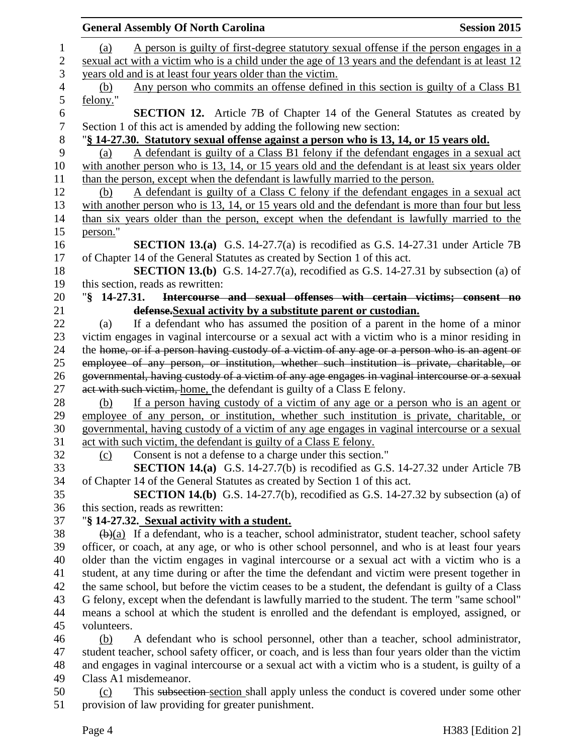(a) A person is guilty of first-degree statutory sexual offense if the person engages in a sexual act with a victim who is a child under the age of 13 years and the defendant is at least 12 years old and is at least four years older than the victim.

(b) Any person who commits an offense defined in this section is guilty of a Class B1 felony."

**SECTION 12.** Article 7B of Chapter 14 of the General Statutes as created by Section 1 of this act is amended by adding the following new section:

"**§ 14-27.30. Statutory sexual offense against a person who is 13, 14, or 15 years old.**

(a) A defendant is guilty of a Class B1 felony if the defendant engages in a sexual act with another person who is 13, 14, or 15 years old and the defendant is at least six years older than the person, except when the defendant is lawfully married to the person.

(b) A defendant is guilty of a Class C felony if the defendant engages in a sexual act with another person who is 13, 14, or 15 years old and the defendant is more than four but less than six years older than the person, except when the defendant is lawfully married to the person."

**SECTION 13.(a)** G.S. 14-27.7(a) is recodified as G.S. 14-27.31 under Article 7B of Chapter 14 of the General Statutes as created by Section 1 of this act.

**SECTION 13.(b)** G.S. 14-27.7(a), recodified as G.S. 14-27.31 by subsection (a) of this section, reads as rewritten:

"**§ 14-27.31. ~~Intercourse and sexual offenses with certain victims; consent no defense.~~Sexual activity by a substitute parent or custodian.**

(a) If a defendant who has assumed the position of a parent in the home of a minor victim engages in vaginal intercourse or a sexual act with a victim who is a minor residing in the ~~home, or if a person having custody of a victim of any age or a person who is an agent or employee of any person, or institution, whether such institution is private, charitable, or governmental, having custody of a victim of any age engages in vaginal intercourse or a sexual act with such victim,~~ home, the defendant is guilty of a Class E felony.

(b) If a person having custody of a victim of any age or a person who is an agent or employee of any person, or institution, whether such institution is private, charitable, or governmental, having custody of a victim of any age engages in vaginal intercourse or a sexual act with such victim, the defendant is guilty of a Class E felony.

(c) Consent is not a defense to a charge under this section."

**SECTION 14.(a)** G.S. 14-27.7(b) is recodified as G.S. 14-27.32 under Article 7B of Chapter 14 of the General Statutes as created by Section 1 of this act.

**SECTION 14.(b)** G.S. 14-27.7(b), recodified as G.S. 14-27.32 by subsection (a) of this section, reads as rewritten:

"**§ 14-27.32. Sexual activity with a student.**

~~(b)~~(a) If a defendant, who is a teacher, school administrator, student teacher, school safety officer, or coach, at any age, or who is other school personnel, and who is at least four years older than the victim engages in vaginal intercourse or a sexual act with a victim who is a student, at any time during or after the time the defendant and victim were present together in the same school, but before the victim ceases to be a student, the defendant is guilty of a Class G felony, except when the defendant is lawfully married to the student. The term "same school" means a school at which the student is enrolled and the defendant is employed, assigned, or volunteers.

(b) A defendant who is school personnel, other than a teacher, school administrator, student teacher, school safety officer, or coach, and is less than four years older than the victim and engages in vaginal intercourse or a sexual act with a victim who is a student, is guilty of a Class A1 misdemeanor.

(c) This ~~subsection~~ section shall apply unless the conduct is covered under some other provision of law providing for greater punishment.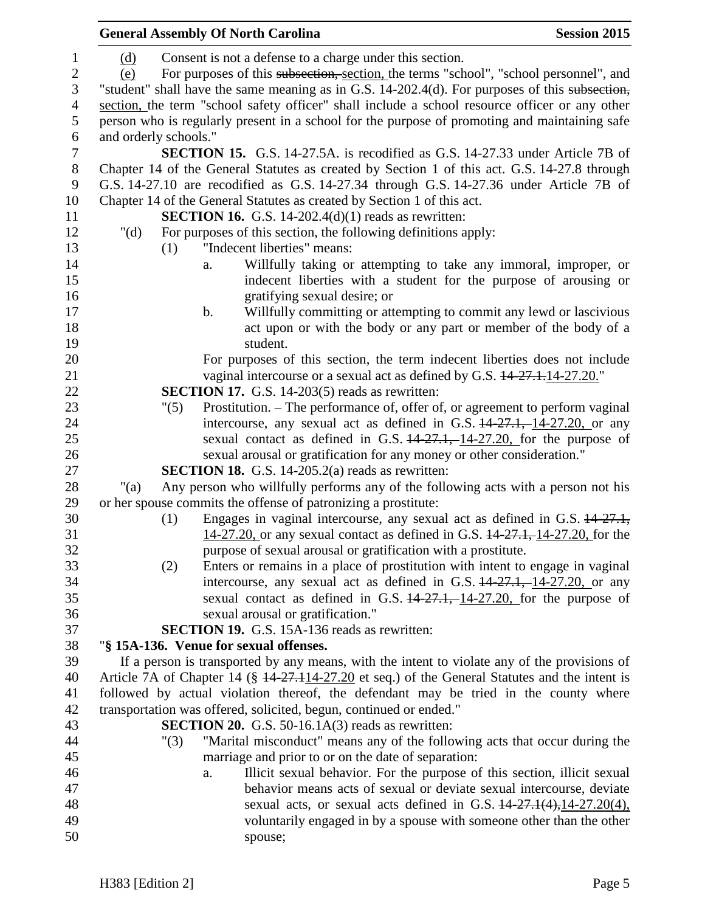(d) Consent is not a defense to a charge under this section.

(e) For purposes of this ~~subsection,~~ section, the terms "school", "school personnel", and "student" shall have the same meaning as in G.S. 14-202.4(d). For purposes of this ~~subsection,~~ section, the term "school safety officer" shall include a school resource officer or any other person who is regularly present in a school for the purpose of promoting and maintaining safe and orderly schools."

**SECTION 15.** G.S. 14-27.5A. is recodified as G.S. 14-27.33 under Article 7B of Chapter 14 of the General Statutes as created by Section 1 of this act. G.S. 14-27.8 through G.S. 14-27.10 are recodified as G.S. 14-27.34 through G.S. 14-27.36 under Article 7B of Chapter 14 of the General Statutes as created by Section 1 of this act.

**SECTION 16.** G.S. 14-202.4(d)(1) reads as rewritten:

"(d) For purposes of this section, the following definitions apply:

(1) "Indecent liberties" means:

a. Willfully taking or attempting to take any immoral, improper, or indecent liberties with a student for the purpose of arousing or gratifying sexual desire; or

b. Willfully committing or attempting to commit any lewd or lascivious act upon or with the body or any part or member of the body of a student.

For purposes of this section, the term indecent liberties does not include vaginal intercourse or a sexual act as defined by G.S. ~~14-27.1.~~14-27.20."

**SECTION 17.** G.S. 14-203(5) reads as rewritten:

"(5) Prostitution. – The performance of, offer of, or agreement to perform vaginal intercourse, any sexual act as defined in G.S. ~~14-27.1,~~ 14-27.20, or any sexual contact as defined in G.S. ~~14-27.1,~~ 14-27.20, for the purpose of sexual arousal or gratification for any money or other consideration."

**SECTION 18.** G.S. 14-205.2(a) reads as rewritten:

"(a) Any person who willfully performs any of the following acts with a person not his or her spouse commits the offense of patronizing a prostitute:

(1) Engages in vaginal intercourse, any sexual act as defined in G.S. ~~14-27.1,~~ 14-27.20, or any sexual contact as defined in G.S. ~~14-27.1,~~ 14-27.20, for the purpose of sexual arousal or gratification with a prostitute.

(2) Enters or remains in a place of prostitution with intent to engage in vaginal intercourse, any sexual act as defined in G.S. ~~14-27.1,~~ 14-27.20, or any sexual contact as defined in G.S. ~~14-27.1,~~ 14-27.20, for the purpose of sexual arousal or gratification."

**SECTION 19.** G.S. 15A-136 reads as rewritten:

"**§ 15A-136. Venue for sexual offenses.**

If a person is transported by any means, with the intent to violate any of the provisions of Article 7A of Chapter 14 (§ ~~14-27.1~~14-27.20 et seq.) of the General Statutes and the intent is followed by actual violation thereof, the defendant may be tried in the county where transportation was offered, solicited, begun, continued or ended."

**SECTION 20.** G.S. 50-16.1A(3) reads as rewritten:

"(3) "Marital misconduct" means any of the following acts that occur during the marriage and prior to or on the date of separation:

a. Illicit sexual behavior. For the purpose of this section, illicit sexual behavior means acts of sexual or deviate sexual intercourse, deviate sexual acts, or sexual acts defined in G.S. ~~14-27.1(4),~~14-27.20(4), voluntarily engaged in by a spouse with someone other than the other spouse;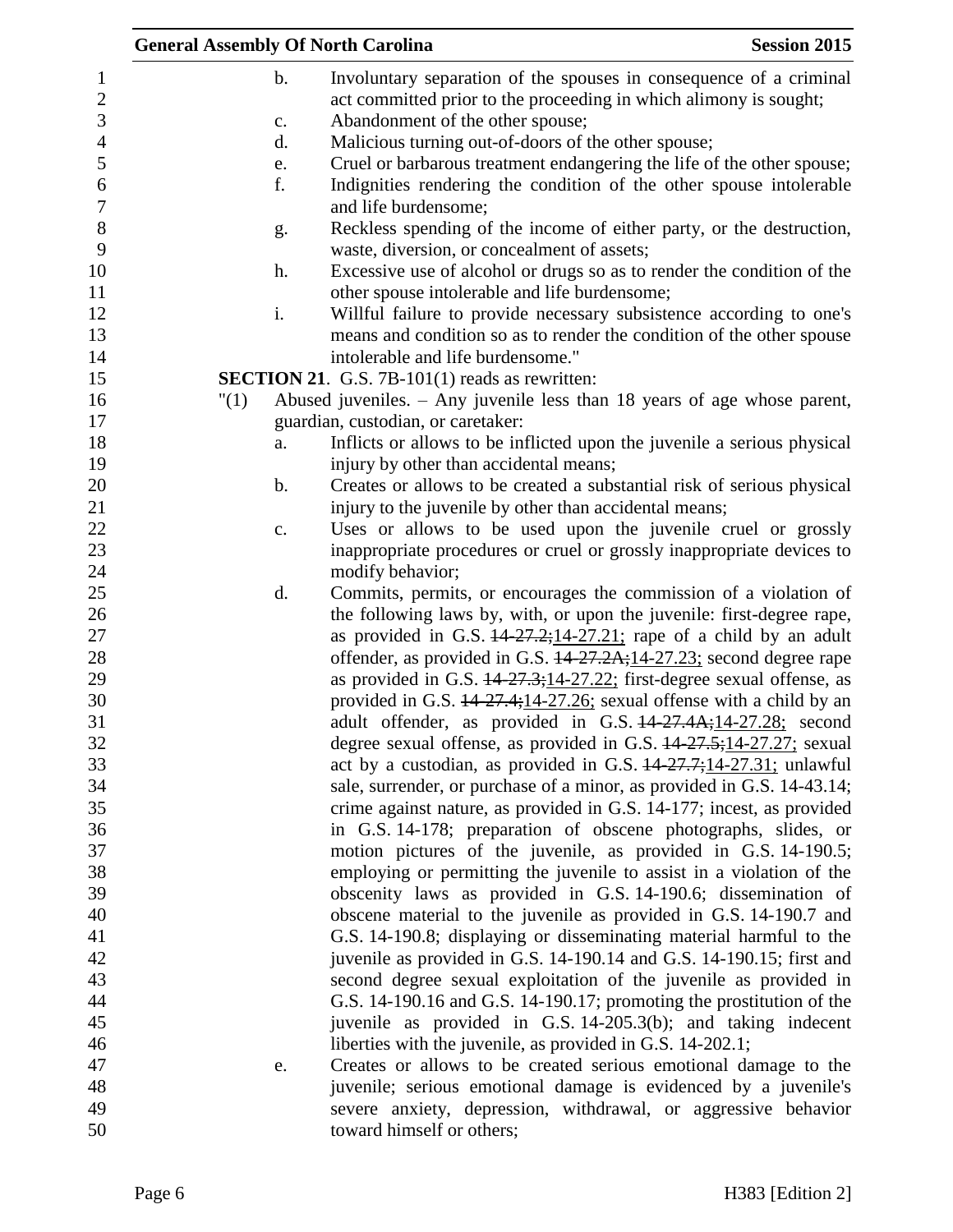b. Involuntary separation of the spouses in consequence of a criminal act committed prior to the proceeding in which alimony is sought;

c. Abandonment of the other spouse;

d. Malicious turning out-of-doors of the other spouse;

e. Cruel or barbarous treatment endangering the life of the other spouse;

f. Indignities rendering the condition of the other spouse intolerable and life burdensome;

g. Reckless spending of the income of either party, or the destruction, waste, diversion, or concealment of assets;

h. Excessive use of alcohol or drugs so as to render the condition of the other spouse intolerable and life burdensome;

i. Willful failure to provide necessary subsistence according to one's means and condition so as to render the condition of the other spouse intolerable and life burdensome."

**SECTION 21**. G.S. 7B-101(1) reads as rewritten:

"(1) Abused juveniles. – Any juvenile less than 18 years of age whose parent, guardian, custodian, or caretaker:

a. Inflicts or allows to be inflicted upon the juvenile a serious physical injury by other than accidental means;

b. Creates or allows to be created a substantial risk of serious physical injury to the juvenile by other than accidental means;

c. Uses or allows to be used upon the juvenile cruel or grossly inappropriate procedures or cruel or grossly inappropriate devices to modify behavior;

d. Commits, permits, or encourages the commission of a violation of the following laws by, with, or upon the juvenile: first-degree rape, as provided in G.S. ~~14-27.2;~~14-27.21; rape of a child by an adult offender, as provided in G.S. ~~14-27.2A;~~14-27.23; second degree rape as provided in G.S. ~~14-27.3;~~14-27.22; first-degree sexual offense, as provided in G.S. ~~14-27.4;~~14-27.26; sexual offense with a child by an adult offender, as provided in G.S. ~~14-27.4A;~~14-27.28; second degree sexual offense, as provided in G.S. ~~14-27.5;~~14-27.27; sexual act by a custodian, as provided in G.S. ~~14-27.7;~~14-27.31; unlawful sale, surrender, or purchase of a minor, as provided in G.S. 14-43.14; crime against nature, as provided in G.S. 14-177; incest, as provided in G.S. 14-178; preparation of obscene photographs, slides, or motion pictures of the juvenile, as provided in G.S. 14-190.5; employing or permitting the juvenile to assist in a violation of the obscenity laws as provided in G.S. 14-190.6; dissemination of obscene material to the juvenile as provided in G.S. 14-190.7 and G.S. 14-190.8; displaying or disseminating material harmful to the juvenile as provided in G.S. 14-190.14 and G.S. 14-190.15; first and second degree sexual exploitation of the juvenile as provided in G.S. 14-190.16 and G.S. 14-190.17; promoting the prostitution of the juvenile as provided in G.S. 14-205.3(b); and taking indecent liberties with the juvenile, as provided in G.S. 14-202.1;

e. Creates or allows to be created serious emotional damage to the juvenile; serious emotional damage is evidenced by a juvenile's severe anxiety, depression, withdrawal, or aggressive behavior toward himself or others;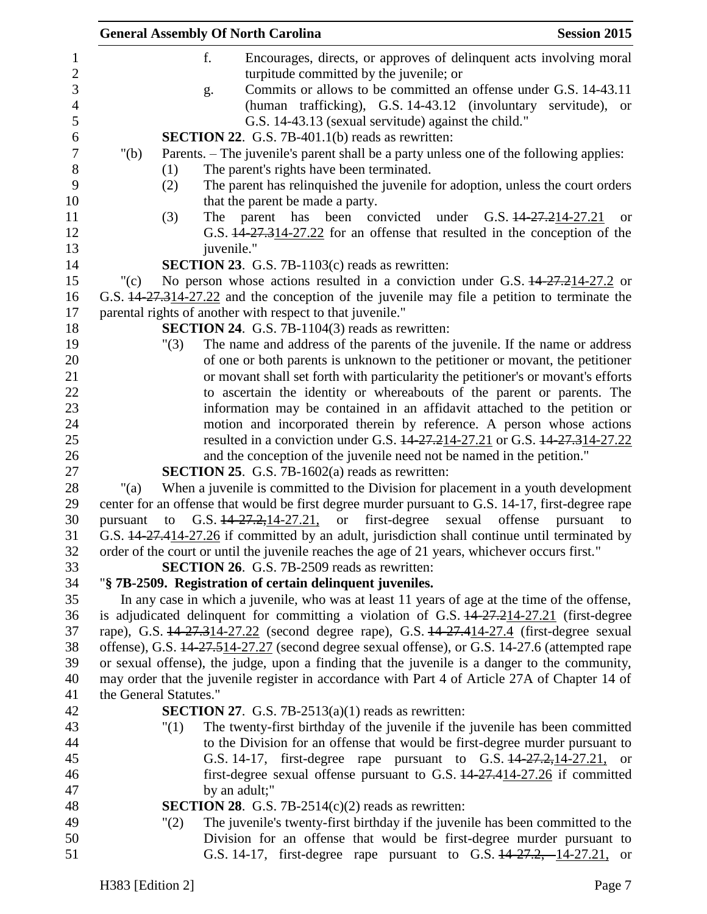f. Encourages, directs, or approves of delinquent acts involving moral turpitude committed by the juvenile; or

g. Commits or allows to be committed an offense under G.S. 14-43.11 (human trafficking), G.S. 14-43.12 (involuntary servitude), or G.S. 14-43.13 (sexual servitude) against the child."

**SECTION 22**. G.S. 7B-401.1(b) reads as rewritten:

"(b) Parents. – The juvenile's parent shall be a party unless one of the following applies:

(1) The parent's rights have been terminated.

(2) The parent has relinquished the juvenile for adoption, unless the court orders that the parent be made a party.

(3) The parent has been convicted under G.S. ~~14-27.2~~14-27.21 or G.S. ~~14-27.3~~14-27.22 for an offense that resulted in the conception of the juvenile."

**SECTION 23**. G.S. 7B-1103(c) reads as rewritten:

"(c) No person whose actions resulted in a conviction under G.S. ~~14-27.2~~14-27.2 or G.S. ~~14-27.3~~14-27.22 and the conception of the juvenile may file a petition to terminate the parental rights of another with respect to that juvenile."

**SECTION 24**. G.S. 7B-1104(3) reads as rewritten:

"(3) The name and address of the parents of the juvenile. If the name or address of one or both parents is unknown to the petitioner or movant, the petitioner or movant shall set forth with particularity the petitioner's or movant's efforts to ascertain the identity or whereabouts of the parent or parents. The information may be contained in an affidavit attached to the petition or motion and incorporated therein by reference. A person whose actions resulted in a conviction under G.S. ~~14-27.2~~14-27.21 or G.S. ~~14-27.3~~14-27.22 and the conception of the juvenile need not be named in the petition."

**SECTION 25**. G.S. 7B-1602(a) reads as rewritten:

"(a) When a juvenile is committed to the Division for placement in a youth development center for an offense that would be first degree murder pursuant to G.S. 14-17, first-degree rape pursuant to G.S. ~~14-27.2,~~14-27.21, or first-degree sexual offense pursuant to G.S. ~~14-27.4~~14-27.26 if committed by an adult, jurisdiction shall continue until terminated by order of the court or until the juvenile reaches the age of 21 years, whichever occurs first."

**SECTION 26**. G.S. 7B-2509 reads as rewritten:

"**§ 7B-2509. Registration of certain delinquent juveniles.**

In any case in which a juvenile, who was at least 11 years of age at the time of the offense, is adjudicated delinquent for committing a violation of G.S. ~~14-27.2~~14-27.21 (first-degree rape), G.S. ~~14-27.3~~14-27.22 (second degree rape), G.S. ~~14-27.4~~14-27.4 (first-degree sexual offense), G.S. ~~14-27.5~~14-27.27 (second degree sexual offense), or G.S. 14-27.6 (attempted rape or sexual offense), the judge, upon a finding that the juvenile is a danger to the community, may order that the juvenile register in accordance with Part 4 of Article 27A of Chapter 14 of the General Statutes."

**SECTION 27**. G.S. 7B-2513(a)(1) reads as rewritten:

"(1) The twenty-first birthday of the juvenile if the juvenile has been committed to the Division for an offense that would be first-degree murder pursuant to G.S. 14-17, first-degree rape pursuant to G.S. ~~14-27.2,~~14-27.21, or first-degree sexual offense pursuant to G.S. ~~14-27.4~~14-27.26 if committed by an adult;"

**SECTION 28**. G.S. 7B-2514(c)(2) reads as rewritten:

"(2) The juvenile's twenty-first birthday if the juvenile has been committed to the Division for an offense that would be first-degree murder pursuant to G.S. 14-17, first-degree rape pursuant to G.S. ~~14-27.2,~~ 14-27.21, or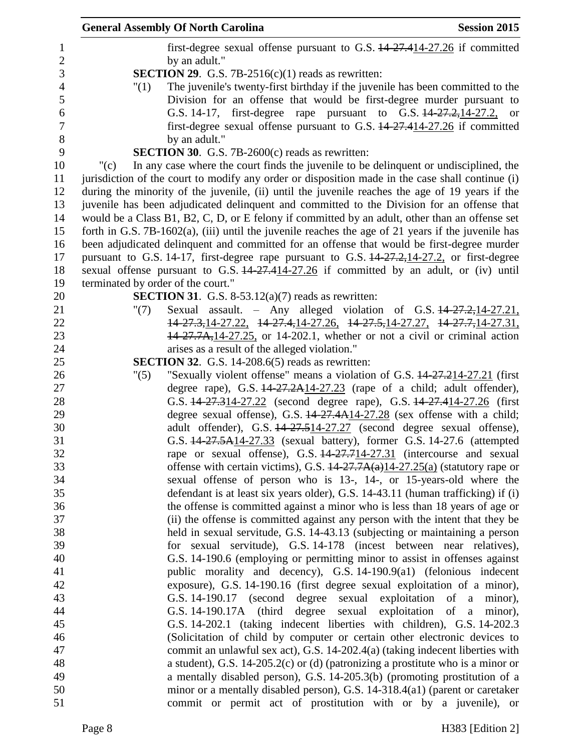first-degree sexual offense pursuant to G.S. ~~14-27.4~~14-27.26 if committed by an adult."

**SECTION 29**. G.S. 7B-2516(c)(1) reads as rewritten:

"(1) The juvenile's twenty-first birthday if the juvenile has been committed to the Division for an offense that would be first-degree murder pursuant to G.S. 14-17, first-degree rape pursuant to G.S. ~~14-27.2,~~14-27.2, or first-degree sexual offense pursuant to G.S. ~~14-27.4~~14-27.26 if committed by an adult."

**SECTION 30**. G.S. 7B-2600(c) reads as rewritten:

"(c) In any case where the court finds the juvenile to be delinquent or undisciplined, the jurisdiction of the court to modify any order or disposition made in the case shall continue (i) during the minority of the juvenile, (ii) until the juvenile reaches the age of 19 years if the juvenile has been adjudicated delinquent and committed to the Division for an offense that would be a Class B1, B2, C, D, or E felony if committed by an adult, other than an offense set forth in G.S. 7B-1602(a), (iii) until the juvenile reaches the age of 21 years if the juvenile has been adjudicated delinquent and committed for an offense that would be first-degree murder pursuant to G.S. 14-17, first-degree rape pursuant to G.S. ~~14-27.2,~~14-27.2, or first-degree sexual offense pursuant to G.S. ~~14-27.4~~14-27.26 if committed by an adult, or (iv) until terminated by order of the court."

**SECTION 31**. G.S. 8-53.12(a)(7) reads as rewritten:

"(7) Sexual assault. – Any alleged violation of G.S. ~~14-27.2,~~14-27.21, ~~14-27.3,~~14-27.22, ~~14-27.4,~~14-27.26, ~~14-27.5,~~14-27.27, ~~14-27.7,~~14-27.31, ~~14-27.7A,~~14-27.25, or 14-202.1, whether or not a civil or criminal action arises as a result of the alleged violation."

**SECTION 32**. G.S. 14-208.6(5) reads as rewritten:

"(5) "Sexually violent offense" means a violation of G.S. ~~14-27.2~~14-27.21 (first degree rape), G.S. ~~14-27.2A~~14-27.23 (rape of a child; adult offender), G.S. ~~14-27.3~~14-27.22 (second degree rape), G.S. ~~14-27.4~~14-27.26 (first degree sexual offense), G.S. ~~14-27.4A~~14-27.28 (sex offense with a child; adult offender), G.S. ~~14-27.5~~14-27.27 (second degree sexual offense), G.S. ~~14-27.5A~~14-27.33 (sexual battery), former G.S. 14-27.6 (attempted rape or sexual offense), G.S. ~~14-27.7~~14-27.31 (intercourse and sexual offense with certain victims), G.S. ~~14-27.7A(a)~~14-27.25(a) (statutory rape or sexual offense of person who is 13-, 14-, or 15-years-old where the defendant is at least six years older), G.S. 14-43.11 (human trafficking) if (i) the offense is committed against a minor who is less than 18 years of age or (ii) the offense is committed against any person with the intent that they be held in sexual servitude, G.S. 14-43.13 (subjecting or maintaining a person for sexual servitude), G.S. 14-178 (incest between near relatives), G.S. 14-190.6 (employing or permitting minor to assist in offenses against public morality and decency), G.S. 14-190.9(a1) (felonious indecent exposure), G.S. 14-190.16 (first degree sexual exploitation of a minor), G.S. 14-190.17 (second degree sexual exploitation of a minor), G.S. 14-190.17A (third degree sexual exploitation of a minor), G.S. 14-202.1 (taking indecent liberties with children), G.S. 14-202.3 (Solicitation of child by computer or certain other electronic devices to commit an unlawful sex act), G.S. 14-202.4(a) (taking indecent liberties with a student), G.S. 14-205.2(c) or (d) (patronizing a prostitute who is a minor or a mentally disabled person), G.S. 14-205.3(b) (promoting prostitution of a minor or a mentally disabled person), G.S. 14-318.4(a1) (parent or caretaker commit or permit act of prostitution with or by a juvenile), or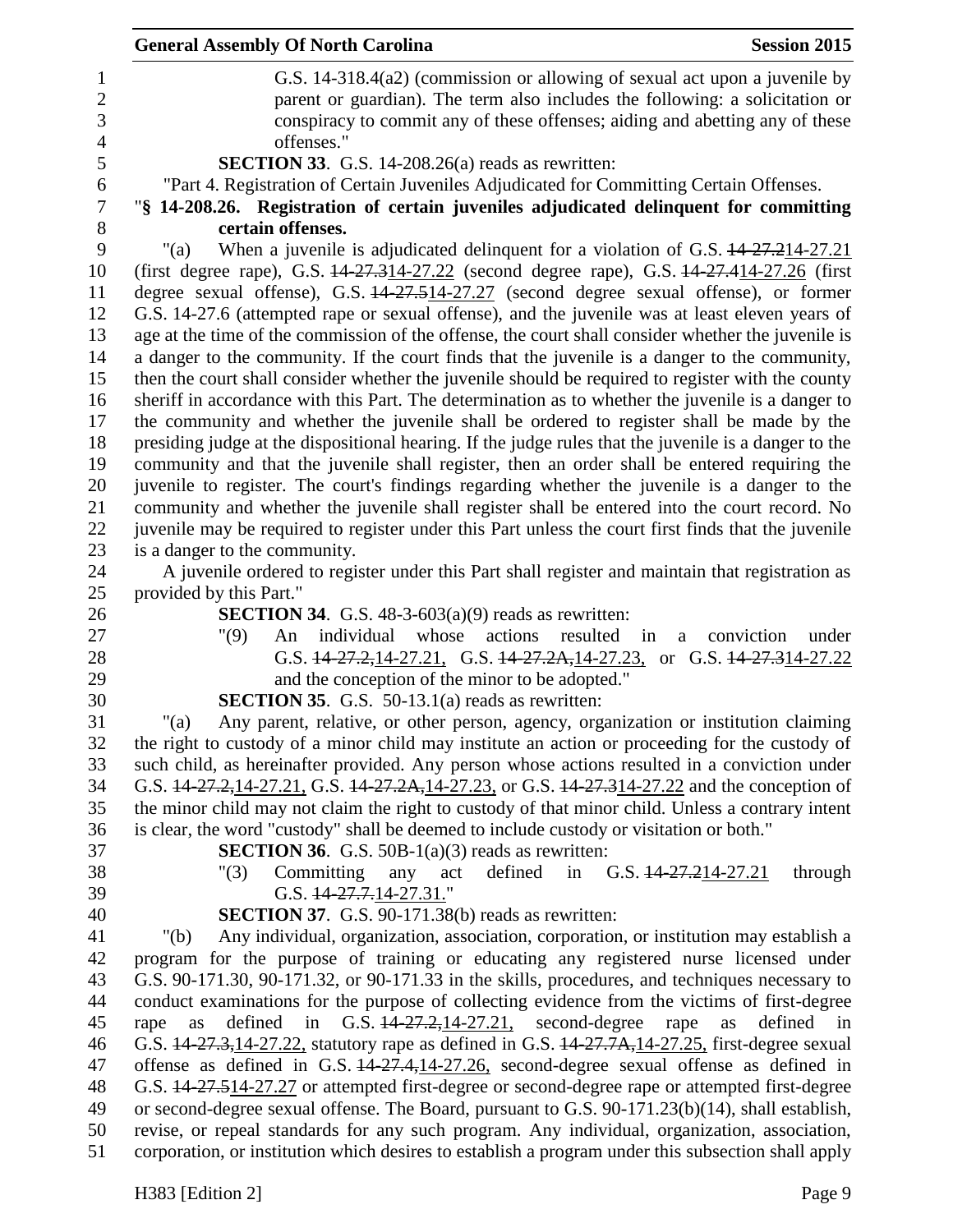G.S. 14-318.4(a2) (commission or allowing of sexual act upon a juvenile by parent or guardian). The term also includes the following: a solicitation or conspiracy to commit any of these offenses; aiding and abetting any of these offenses."

**SECTION 33**. G.S. 14-208.26(a) reads as rewritten:

"Part 4. Registration of Certain Juveniles Adjudicated for Committing Certain Offenses.

"**§ 14-208.26. Registration of certain juveniles adjudicated delinquent for committing certain offenses.**

"(a) When a juvenile is adjudicated delinquent for a violation of G.S. ~~14-27.2~~14-27.21 (first degree rape), G.S. ~~14-27.3~~14-27.22 (second degree rape), G.S. ~~14-27.4~~14-27.26 (first degree sexual offense), G.S. ~~14-27.5~~14-27.27 (second degree sexual offense), or former G.S. 14-27.6 (attempted rape or sexual offense), and the juvenile was at least eleven years of age at the time of the commission of the offense, the court shall consider whether the juvenile is a danger to the community. If the court finds that the juvenile is a danger to the community, then the court shall consider whether the juvenile should be required to register with the county sheriff in accordance with this Part. The determination as to whether the juvenile is a danger to the community and whether the juvenile shall be ordered to register shall be made by the presiding judge at the dispositional hearing. If the judge rules that the juvenile is a danger to the community and that the juvenile shall register, then an order shall be entered requiring the juvenile to register. The court's findings regarding whether the juvenile is a danger to the community and whether the juvenile shall register shall be entered into the court record. No juvenile may be required to register under this Part unless the court first finds that the juvenile is a danger to the community.

A juvenile ordered to register under this Part shall register and maintain that registration as provided by this Part."

**SECTION 34**. G.S. 48-3-603(a)(9) reads as rewritten:

"(9) An individual whose actions resulted in a conviction under G.S. ~~14-27.2,~~14-27.21, G.S. ~~14-27.2A,~~14-27.23, or G.S. ~~14-27.3~~14-27.22 and the conception of the minor to be adopted."

**SECTION 35**. G.S. 50-13.1(a) reads as rewritten:

"(a) Any parent, relative, or other person, agency, organization or institution claiming the right to custody of a minor child may institute an action or proceeding for the custody of such child, as hereinafter provided. Any person whose actions resulted in a conviction under G.S. ~~14-27.2,~~14-27.21, G.S. ~~14-27.2A,~~14-27.23, or G.S. ~~14-27.3~~14-27.22 and the conception of the minor child may not claim the right to custody of that minor child. Unless a contrary intent is clear, the word "custody" shall be deemed to include custody or visitation or both."

**SECTION 36**. G.S. 50B-1(a)(3) reads as rewritten:

"(3) Committing any act defined in G.S. ~~14-27.2~~14-27.21 through G.S. ~~14-27.7.~~14-27.31."

**SECTION 37**. G.S. 90-171.38(b) reads as rewritten:

"(b) Any individual, organization, association, corporation, or institution may establish a program for the purpose of training or educating any registered nurse licensed under G.S. 90-171.30, 90-171.32, or 90-171.33 in the skills, procedures, and techniques necessary to conduct examinations for the purpose of collecting evidence from the victims of first-degree rape as defined in G.S. ~~14-27.2,~~14-27.21, second-degree rape as defined in G.S. ~~14-27.3,~~14-27.22, statutory rape as defined in G.S. ~~14-27.7A,~~14-27.25, first-degree sexual offense as defined in G.S. ~~14-27.4,~~14-27.26, second-degree sexual offense as defined in G.S. ~~14-27.5~~14-27.27 or attempted first-degree or second-degree rape or attempted first-degree or second-degree sexual offense. The Board, pursuant to G.S. 90-171.23(b)(14), shall establish, revise, or repeal standards for any such program. Any individual, organization, association, corporation, or institution which desires to establish a program under this subsection shall apply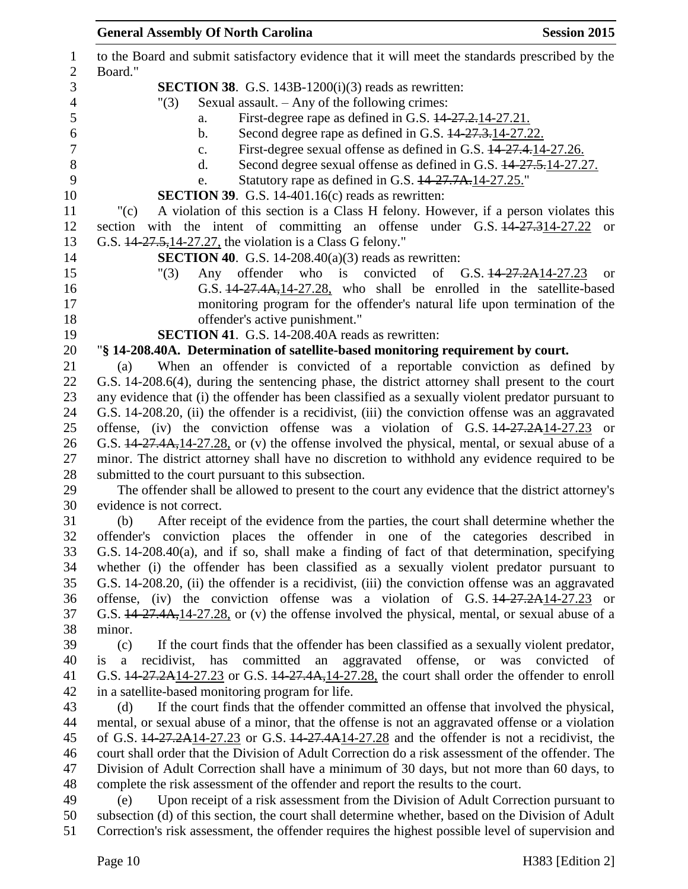to the Board and submit satisfactory evidence that it will meet the standards prescribed by the Board."

**SECTION 38**. G.S. 143B-1200(i)(3) reads as rewritten:

"(3) Sexual assault. – Any of the following crimes:

a. First-degree rape as defined in G.S. ~~14-27.2.~~14-27.21.

b. Second degree rape as defined in G.S. ~~14-27.3.~~14-27.22.

c. First-degree sexual offense as defined in G.S. ~~14-27.4.~~14-27.26.

d. Second degree sexual offense as defined in G.S. ~~14-27.5.~~14-27.27.

e. Statutory rape as defined in G.S. ~~14-27.7A.~~14-27.25."

**SECTION 39**. G.S. 14-401.16(c) reads as rewritten:

"(c) A violation of this section is a Class H felony. However, if a person violates this section with the intent of committing an offense under G.S. ~~14-27.3~~14-27.22 or G.S. ~~14-27.5,~~14-27.27, the violation is a Class G felony."

**SECTION 40**. G.S. 14-208.40(a)(3) reads as rewritten:

"(3) Any offender who is convicted of G.S. ~~14-27.2A~~14-27.23 or G.S. ~~14-27.4A,~~14-27.28, who shall be enrolled in the satellite-based monitoring program for the offender's natural life upon termination of the offender's active punishment."

**SECTION 41**. G.S. 14-208.40A reads as rewritten:

"**§ 14-208.40A. Determination of satellite-based monitoring requirement by court.**

(a) When an offender is convicted of a reportable conviction as defined by G.S. 14-208.6(4), during the sentencing phase, the district attorney shall present to the court any evidence that (i) the offender has been classified as a sexually violent predator pursuant to G.S. 14-208.20, (ii) the offender is a recidivist, (iii) the conviction offense was an aggravated offense, (iv) the conviction offense was a violation of G.S. ~~14-27.2A~~14-27.23 or G.S. ~~14-27.4A,~~14-27.28, or (v) the offense involved the physical, mental, or sexual abuse of a minor. The district attorney shall have no discretion to withhold any evidence required to be submitted to the court pursuant to this subsection.

The offender shall be allowed to present to the court any evidence that the district attorney's evidence is not correct.

(b) After receipt of the evidence from the parties, the court shall determine whether the offender's conviction places the offender in one of the categories described in G.S. 14-208.40(a), and if so, shall make a finding of fact of that determination, specifying whether (i) the offender has been classified as a sexually violent predator pursuant to G.S. 14-208.20, (ii) the offender is a recidivist, (iii) the conviction offense was an aggravated offense, (iv) the conviction offense was a violation of G.S. ~~14-27.2A~~14-27.23 or G.S. ~~14-27.4A,~~14-27.28, or (v) the offense involved the physical, mental, or sexual abuse of a minor.

(c) If the court finds that the offender has been classified as a sexually violent predator, is a recidivist, has committed an aggravated offense, or was convicted of G.S. ~~14-27.2A~~14-27.23 or G.S. ~~14-27.4A,~~14-27.28, the court shall order the offender to enroll in a satellite-based monitoring program for life.

(d) If the court finds that the offender committed an offense that involved the physical, mental, or sexual abuse of a minor, that the offense is not an aggravated offense or a violation of G.S. ~~14-27.2A~~14-27.23 or G.S. ~~14-27.4A~~14-27.28 and the offender is not a recidivist, the court shall order that the Division of Adult Correction do a risk assessment of the offender. The Division of Adult Correction shall have a minimum of 30 days, but not more than 60 days, to complete the risk assessment of the offender and report the results to the court.

(e) Upon receipt of a risk assessment from the Division of Adult Correction pursuant to subsection (d) of this section, the court shall determine whether, based on the Division of Adult Correction's risk assessment, the offender requires the highest possible level of supervision and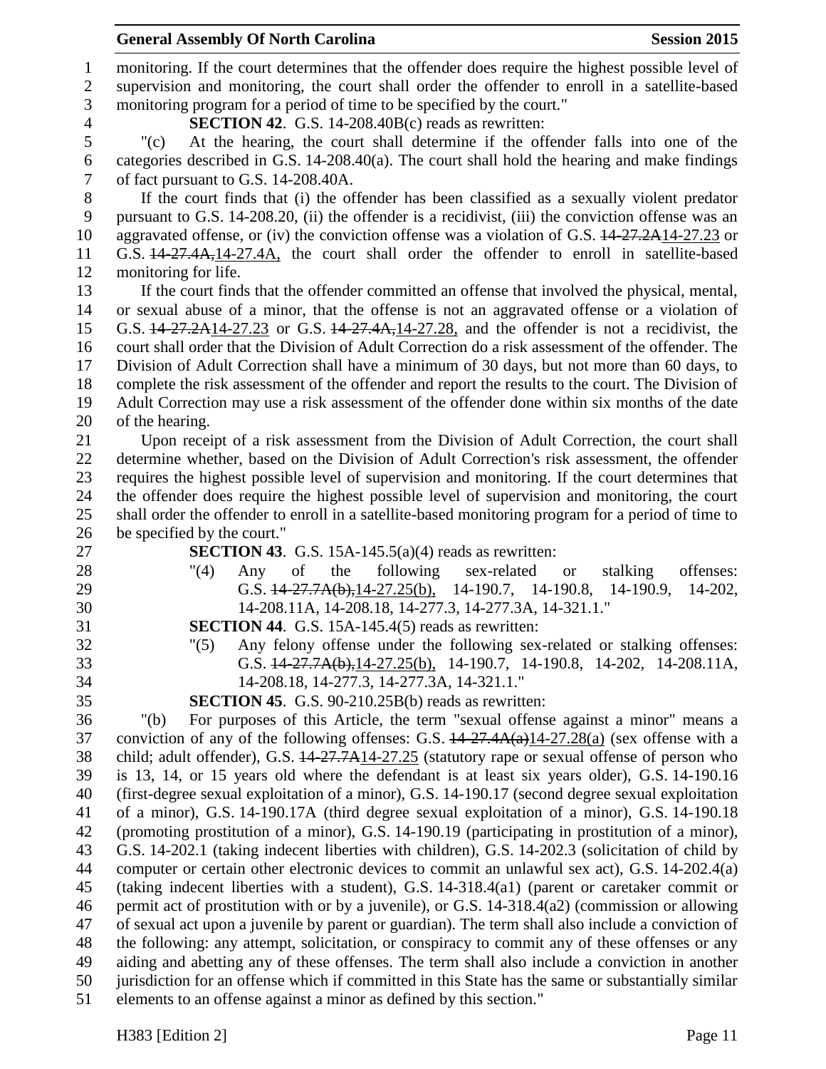monitoring. If the court determines that the offender does require the highest possible level of supervision and monitoring, the court shall order the offender to enroll in a satellite-based monitoring program for a period of time to be specified by the court."

**SECTION 42**. G.S. 14-208.40B(c) reads as rewritten:

"(c) At the hearing, the court shall determine if the offender falls into one of the categories described in G.S. 14-208.40(a). The court shall hold the hearing and make findings of fact pursuant to G.S. 14-208.40A.

If the court finds that (i) the offender has been classified as a sexually violent predator pursuant to G.S. 14-208.20, (ii) the offender is a recidivist, (iii) the conviction offense was an aggravated offense, or (iv) the conviction offense was a violation of G.S. ~~14-27.2A~~14-27.23 or G.S. ~~14-27.4A,~~14-27.4A, the court shall order the offender to enroll in satellite-based monitoring for life.

If the court finds that the offender committed an offense that involved the physical, mental, or sexual abuse of a minor, that the offense is not an aggravated offense or a violation of G.S. ~~14-27.2A~~14-27.23 or G.S. ~~14-27.4A,~~14-27.28, and the offender is not a recidivist, the court shall order that the Division of Adult Correction do a risk assessment of the offender. The Division of Adult Correction shall have a minimum of 30 days, but not more than 60 days, to complete the risk assessment of the offender and report the results to the court. The Division of Adult Correction may use a risk assessment of the offender done within six months of the date of the hearing.

Upon receipt of a risk assessment from the Division of Adult Correction, the court shall determine whether, based on the Division of Adult Correction's risk assessment, the offender requires the highest possible level of supervision and monitoring. If the court determines that the offender does require the highest possible level of supervision and monitoring, the court shall order the offender to enroll in a satellite-based monitoring program for a period of time to be specified by the court."

**SECTION 43**. G.S. 15A-145.5(a)(4) reads as rewritten:

"(4) Any of the following sex-related or stalking offenses: G.S. ~~14-27.7A(b),~~14-27.25(b), 14-190.7, 14-190.8, 14-190.9, 14-202, 14-208.11A, 14-208.18, 14-277.3, 14-277.3A, 14-321.1."

**SECTION 44**. G.S. 15A-145.4(5) reads as rewritten:

"(5) Any felony offense under the following sex-related or stalking offenses: G.S. ~~14-27.7A(b),~~14-27.25(b), 14-190.7, 14-190.8, 14-202, 14-208.11A, 14-208.18, 14-277.3, 14-277.3A, 14-321.1."

**SECTION 45**. G.S. 90-210.25B(b) reads as rewritten:

"(b) For purposes of this Article, the term "sexual offense against a minor" means a conviction of any of the following offenses: G.S. ~~14-27.4A(a)~~14-27.28(a) (sex offense with a child; adult offender), G.S. ~~14-27.7A~~14-27.25 (statutory rape or sexual offense of person who is 13, 14, or 15 years old where the defendant is at least six years older), G.S. 14-190.16 (first-degree sexual exploitation of a minor), G.S. 14-190.17 (second degree sexual exploitation of a minor), G.S. 14-190.17A (third degree sexual exploitation of a minor), G.S. 14-190.18 (promoting prostitution of a minor), G.S. 14-190.19 (participating in prostitution of a minor), G.S. 14-202.1 (taking indecent liberties with children), G.S. 14-202.3 (solicitation of child by computer or certain other electronic devices to commit an unlawful sex act), G.S. 14-202.4(a) (taking indecent liberties with a student), G.S. 14-318.4(a1) (parent or caretaker commit or permit act of prostitution with or by a juvenile), or G.S. 14-318.4(a2) (commission or allowing of sexual act upon a juvenile by parent or guardian). The term shall also include a conviction of the following: any attempt, solicitation, or conspiracy to commit any of these offenses or any aiding and abetting any of these offenses. The term shall also include a conviction in another jurisdiction for an offense which if committed in this State has the same or substantially similar elements to an offense against a minor as defined by this section."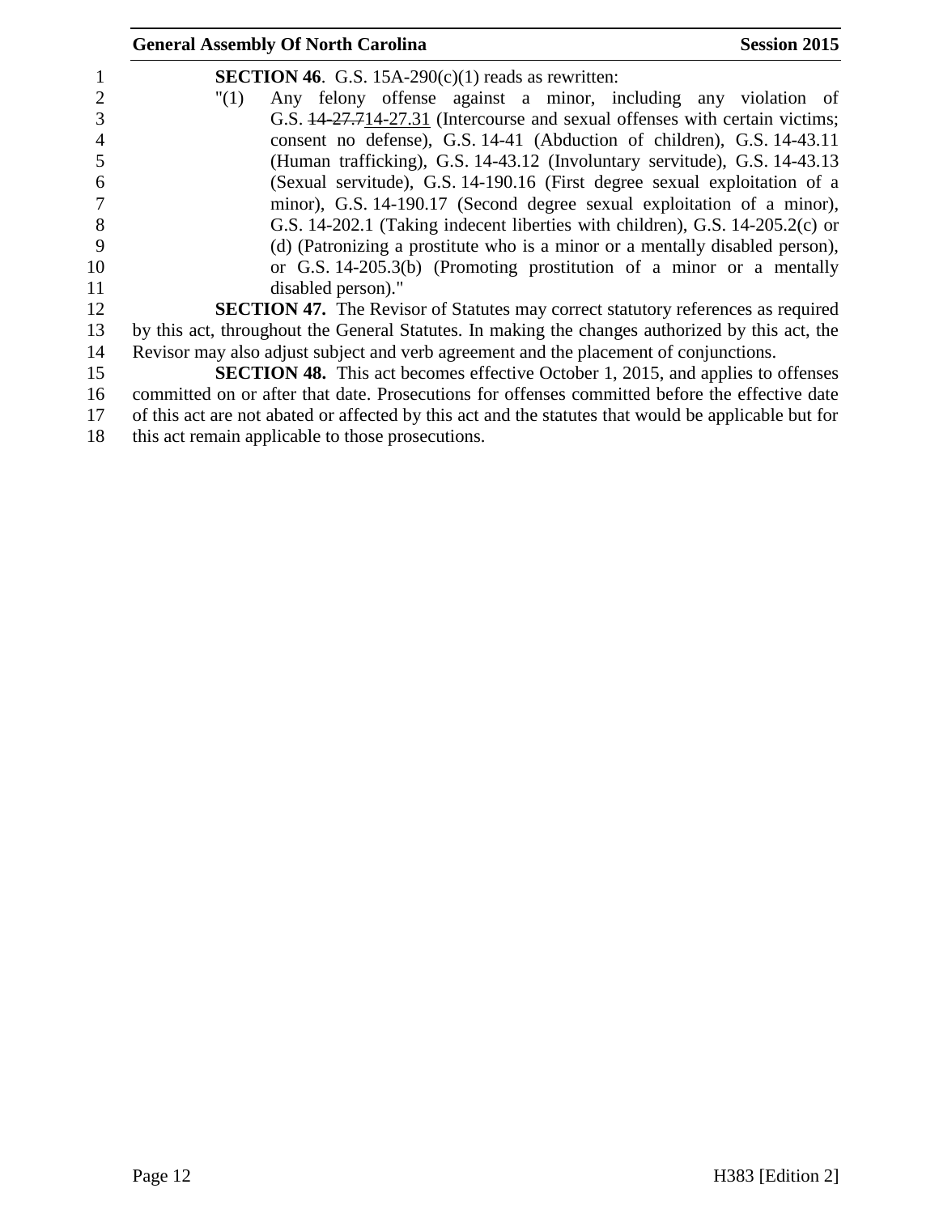**SECTION 46**. G.S. 15A-290(c)(1) reads as rewritten:

"(1) Any felony offense against a minor, including any violation of G.S. ~~14-27.7~~14-27.31 (Intercourse and sexual offenses with certain victims; consent no defense), G.S. 14-41 (Abduction of children), G.S. 14-43.11 (Human trafficking), G.S. 14-43.12 (Involuntary servitude), G.S. 14-43.13 (Sexual servitude), G.S. 14-190.16 (First degree sexual exploitation of a minor), G.S. 14-190.17 (Second degree sexual exploitation of a minor), G.S. 14-202.1 (Taking indecent liberties with children), G.S. 14-205.2(c) or (d) (Patronizing a prostitute who is a minor or a mentally disabled person), or G.S. 14-205.3(b) (Promoting prostitution of a minor or a mentally disabled person)."

**SECTION 47.** The Revisor of Statutes may correct statutory references as required by this act, throughout the General Statutes. In making the changes authorized by this act, the Revisor may also adjust subject and verb agreement and the placement of conjunctions.

**SECTION 48.** This act becomes effective October 1, 2015, and applies to offenses committed on or after that date. Prosecutions for offenses committed before the effective date of this act are not abated or affected by this act and the statutes that would be applicable but for this act remain applicable to those prosecutions.